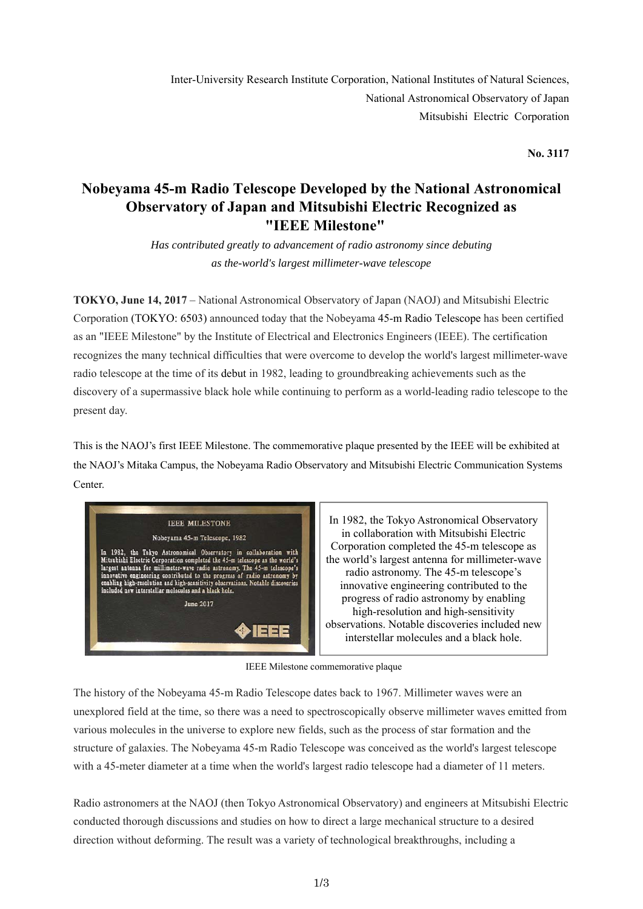Inter-University Research Institute Corporation, National Institutes of Natural Sciences,
National Astronomical Observatory of Japan
Mitsubishi Electric Corporation

**No. 3117**

# Nobeyama 45-m Radio Telescope Developed by the National Astronomical Observatory of Japan and Mitsubishi Electric Recognized as "IEEE Milestone"

*Has contributed greatly to advancement of radio astronomy since debuting as the-world's largest millimeter-wave telescope*

**TOKYO, June 14, 2017** – National Astronomical Observatory of Japan (NAOJ) and Mitsubishi Electric Corporation (TOKYO: 6503) announced today that the Nobeyama 45-m Radio Telescope has been certified as an "IEEE Milestone" by the Institute of Electrical and Electronics Engineers (IEEE). The certification recognizes the many technical difficulties that were overcome to develop the world's largest millimeter-wave radio telescope at the time of its debut in 1982, leading to groundbreaking achievements such as the discovery of a supermassive black hole while continuing to perform as a world-leading radio telescope to the present day.

This is the NAOJ's first IEEE Milestone. The commemorative plaque presented by the IEEE will be exhibited at the NAOJ's Mitaka Campus, the Nobeyama Radio Observatory and Mitsubishi Electric Communication Systems Center.

In 1982, the Tokyo Astronomical Observatory in collaboration with Mitsubishi Electric Corporation completed the 45-m telescope as the world's largest antenna for millimeter-wave radio astronomy. The 45-m telescope's innovative engineering contributed to the progress of radio astronomy by enabling high-resolution and high-sensitivity observations. Notable discoveries included new interstellar molecules and a black hole.

IEEE Milestone commemorative plaque

The history of the Nobeyama 45-m Radio Telescope dates back to 1967. Millimeter waves were an unexplored field at the time, so there was a need to spectroscopically observe millimeter waves emitted from various molecules in the universe to explore new fields, such as the process of star formation and the structure of galaxies. The Nobeyama 45-m Radio Telescope was conceived as the world's largest telescope with a 45-meter diameter at a time when the world's largest radio telescope had a diameter of 11 meters.

Radio astronomers at the NAOJ (then Tokyo Astronomical Observatory) and engineers at Mitsubishi Electric conducted thorough discussions and studies on how to direct a large mechanical structure to a desired direction without deforming. The result was a variety of technological breakthroughs, including a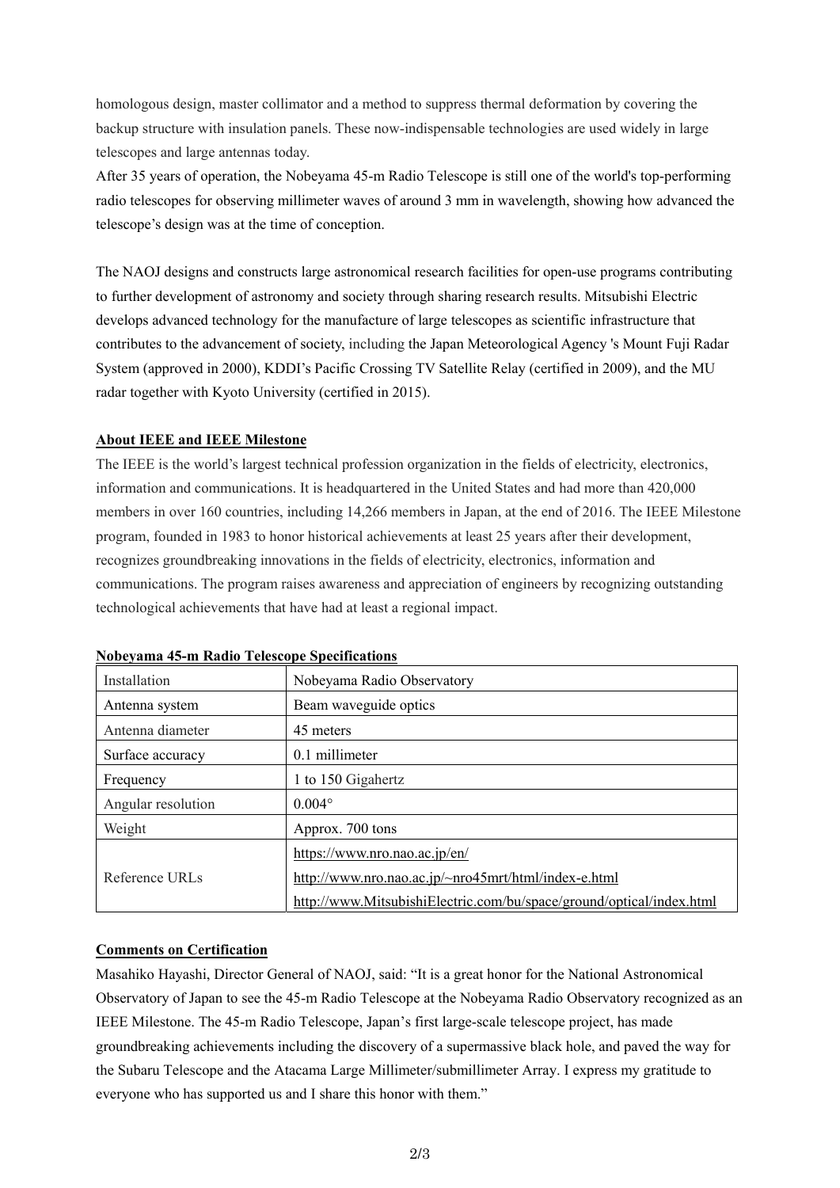homologous design, master collimator and a method to suppress thermal deformation by covering the backup structure with insulation panels. These now-indispensable technologies are used widely in large telescopes and large antennas today.

After 35 years of operation, the Nobeyama 45-m Radio Telescope is still one of the world's top-performing radio telescopes for observing millimeter waves of around 3 mm in wavelength, showing how advanced the telescope's design was at the time of conception.

The NAOJ designs and constructs large astronomical research facilities for open-use programs contributing to further development of astronomy and society through sharing research results. Mitsubishi Electric develops advanced technology for the manufacture of large telescopes as scientific infrastructure that contributes to the advancement of society, including the Japan Meteorological Agency 's Mount Fuji Radar System (approved in 2000), KDDI's Pacific Crossing TV Satellite Relay (certified in 2009), and the MU radar together with Kyoto University (certified in 2015).

**About IEEE and IEEE Milestone**

The IEEE is the world's largest technical profession organization in the fields of electricity, electronics, information and communications. It is headquartered in the United States and had more than 420,000 members in over 160 countries, including 14,266 members in Japan, at the end of 2016. The IEEE Milestone program, founded in 1983 to honor historical achievements at least 25 years after their development, recognizes groundbreaking innovations in the fields of electricity, electronics, information and communications. The program raises awareness and appreciation of engineers by recognizing outstanding technological achievements that have had at least a regional impact.

**Nobeyama 45-m Radio Telescope Specifications**

| Installation | Nobeyama Radio Observatory |
|---|---|
| Antenna system | Beam waveguide optics |
| Antenna diameter | 45 meters |
| Surface accuracy | 0.1 millimeter |
| Frequency | 1 to 150 Gigahertz |
| Angular resolution | 0.004° |
| Weight | Approx. 700 tons |
| Reference URLs | https://www.nro.nao.ac.jp/en/<br>http://www.nro.nao.ac.jp/~nro45mrt/html/index-e.html<br>http://www.MitsubishiElectric.com/bu/space/ground/optical/index.html |

**Comments on Certification**

Masahiko Hayashi, Director General of NAOJ, said: "It is a great honor for the National Astronomical Observatory of Japan to see the 45-m Radio Telescope at the Nobeyama Radio Observatory recognized as an IEEE Milestone. The 45-m Radio Telescope, Japan's first large-scale telescope project, has made groundbreaking achievements including the discovery of a supermassive black hole, and paved the way for the Subaru Telescope and the Atacama Large Millimeter/submillimeter Array. I express my gratitude to everyone who has supported us and I share this honor with them."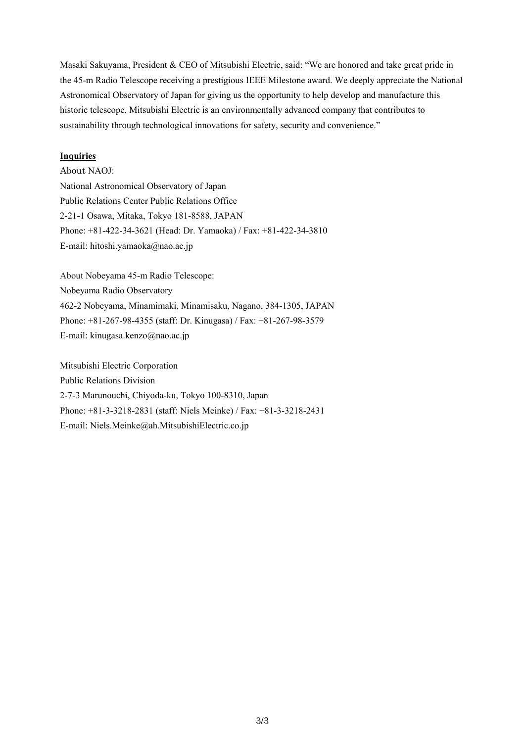Masaki Sakuyama, President & CEO of Mitsubishi Electric, said: "We are honored and take great pride in the 45-m Radio Telescope receiving a prestigious IEEE Milestone award. We deeply appreciate the National Astronomical Observatory of Japan for giving us the opportunity to help develop and manufacture this historic telescope. Mitsubishi Electric is an environmentally advanced company that contributes to sustainability through technological innovations for safety, security and convenience."

**Inquiries**

About NAOJ:
National Astronomical Observatory of Japan
Public Relations Center Public Relations Office
2-21-1 Osawa, Mitaka, Tokyo 181-8588, JAPAN
Phone: +81-422-34-3621 (Head: Dr. Yamaoka) / Fax: +81-422-34-3810
E-mail: hitoshi.yamaoka@nao.ac.jp

About Nobeyama 45-m Radio Telescope:
Nobeyama Radio Observatory
462-2 Nobeyama, Minamimaki, Minamisaku, Nagano, 384-1305, JAPAN
Phone: +81-267-98-4355 (staff: Dr. Kinugasa) / Fax: +81-267-98-3579
E-mail: kinugasa.kenzo@nao.ac.jp

Mitsubishi Electric Corporation
Public Relations Division
2-7-3 Marunouchi, Chiyoda-ku, Tokyo 100-8310, Japan
Phone: +81-3-3218-2831 (staff: Niels Meinke) / Fax: +81-3-3218-2431
E-mail: Niels.Meinke@ah.MitsubishiElectric.co.jp